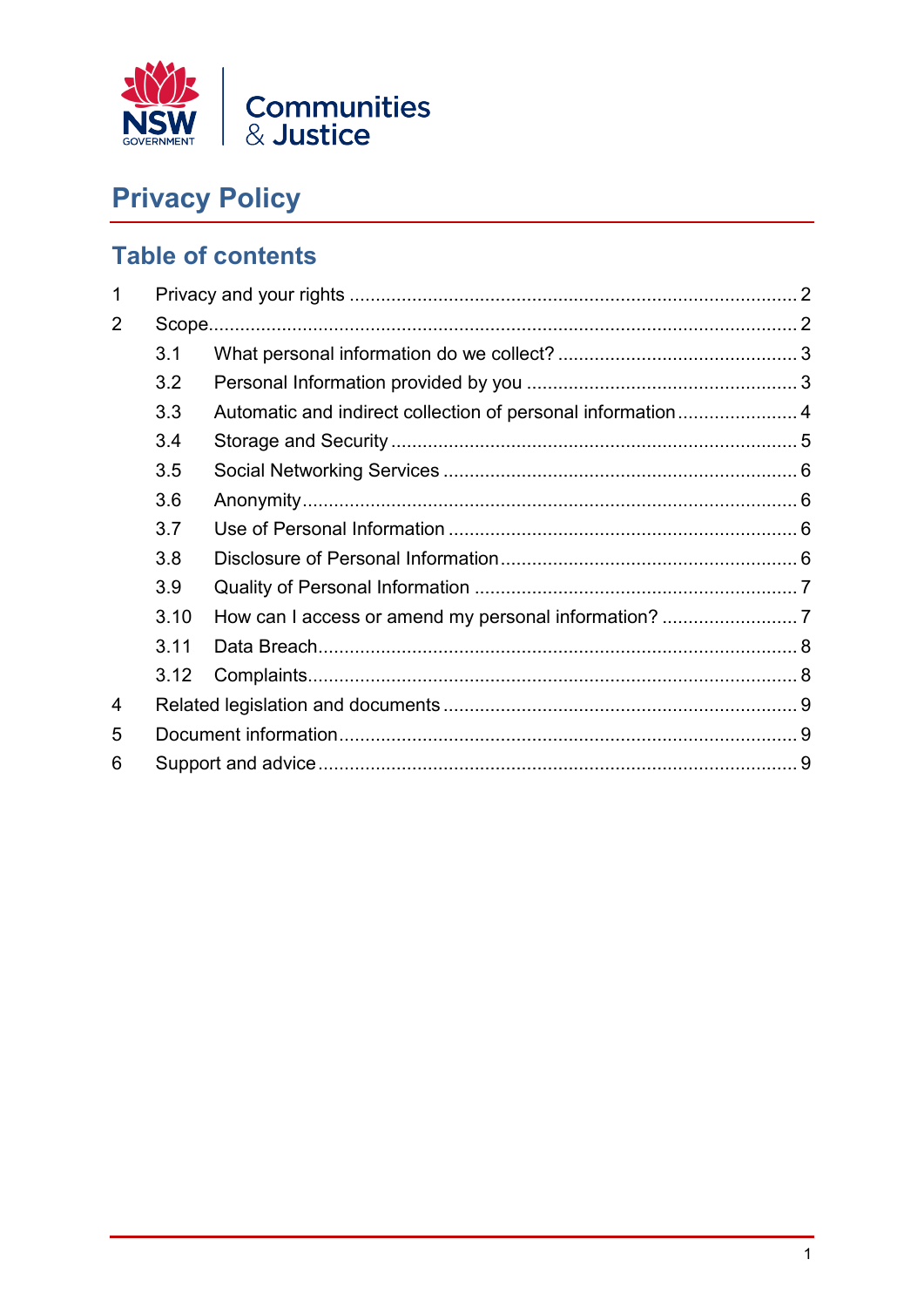NSW GOVERNMENT | Communities & Justice

# Privacy Policy

## Table of contents

1 Privacy and your rights ..... 2

2 Scope ..... 2

- 3.1 What personal information do we collect? ..... 3
- 3.2 Personal Information provided by you ..... 3
- 3.3 Automatic and indirect collection of personal information ..... 4
- 3.4 Storage and Security ..... 5
- 3.5 Social Networking Services ..... 6
- 3.6 Anonymity ..... 6
- 3.7 Use of Personal Information ..... 6
- 3.8 Disclosure of Personal Information ..... 6
- 3.9 Quality of Personal Information ..... 7
- 3.10 How can I access or amend my personal information? ..... 7
- 3.11 Data Breach ..... 8
- 3.12 Complaints ..... 8

4 Related legislation and documents ..... 9

5 Document information ..... 9

6 Support and advice ..... 9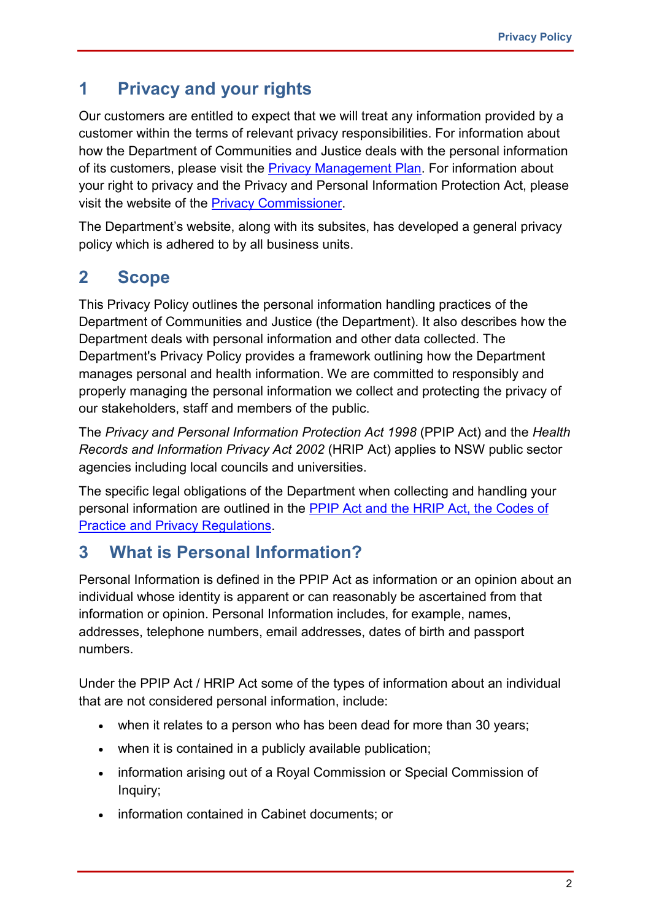## 1 Privacy and your rights

Our customers are entitled to expect that we will treat any information provided by a customer within the terms of relevant privacy responsibilities. For information about how the Department of Communities and Justice deals with the personal information of its customers, please visit the Privacy Management Plan. For information about your right to privacy and the Privacy and Personal Information Protection Act, please visit the website of the Privacy Commissioner.

The Department's website, along with its subsites, has developed a general privacy policy which is adhered to by all business units.

## 2 Scope

This Privacy Policy outlines the personal information handling practices of the Department of Communities and Justice (the Department). It also describes how the Department deals with personal information and other data collected. The Department's Privacy Policy provides a framework outlining how the Department manages personal and health information. We are committed to responsibly and properly managing the personal information we collect and protecting the privacy of our stakeholders, staff and members of the public.

The *Privacy and Personal Information Protection Act 1998* (PPIP Act) and the *Health Records and Information Privacy Act 2002* (HRIP Act) applies to NSW public sector agencies including local councils and universities.

The specific legal obligations of the Department when collecting and handling your personal information are outlined in the PPIP Act and the HRIP Act, the Codes of Practice and Privacy Regulations.

## 3 What is Personal Information?

Personal Information is defined in the PPIP Act as information or an opinion about an individual whose identity is apparent or can reasonably be ascertained from that information or opinion. Personal Information includes, for example, names, addresses, telephone numbers, email addresses, dates of birth and passport numbers.

Under the PPIP Act / HRIP Act some of the types of information about an individual that are not considered personal information, include:

- when it relates to a person who has been dead for more than 30 years;
- when it is contained in a publicly available publication;
- information arising out of a Royal Commission or Special Commission of Inquiry;
- information contained in Cabinet documents; or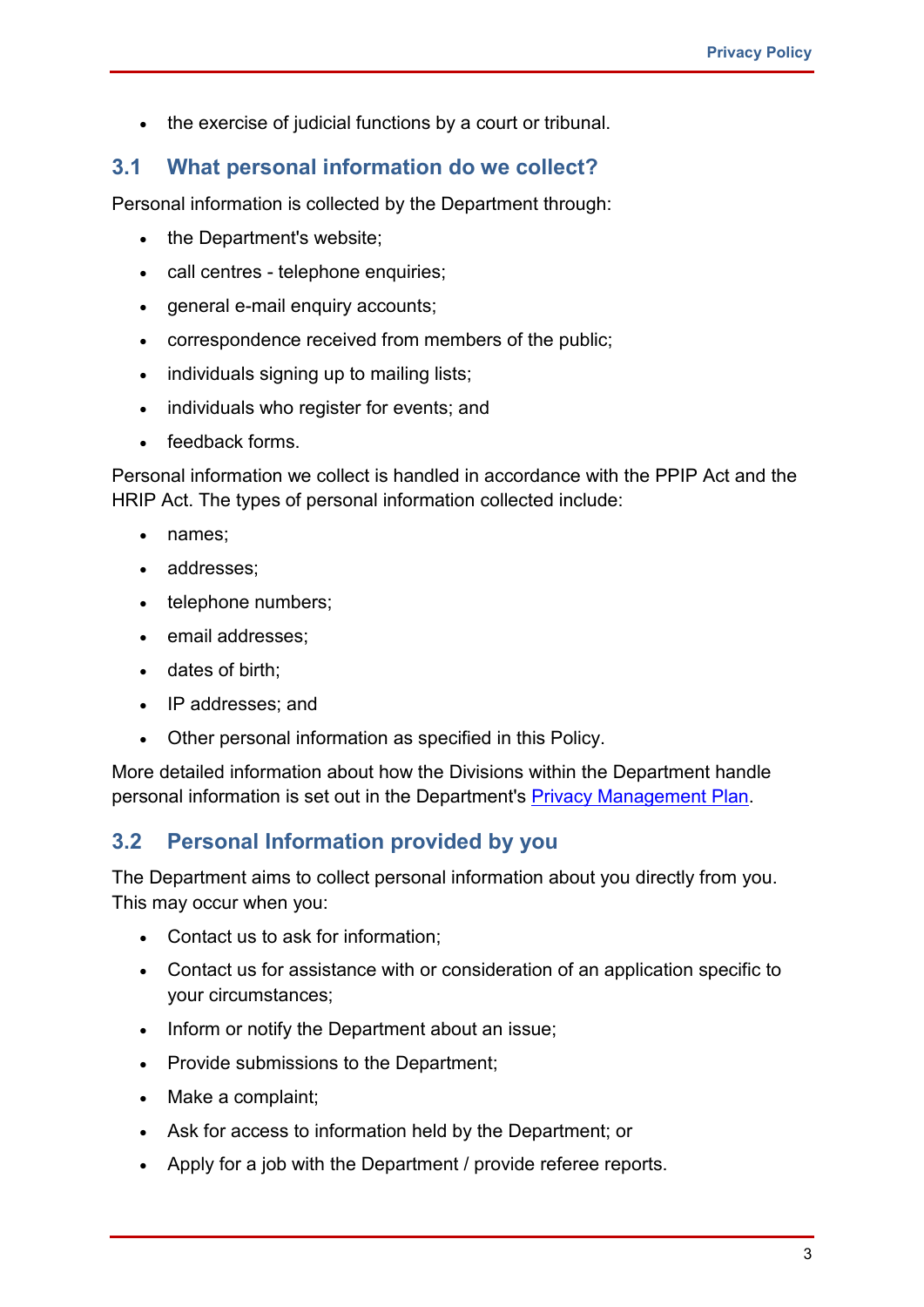- the exercise of judicial functions by a court or tribunal.

## 3.1 What personal information do we collect?

Personal information is collected by the Department through:

- the Department's website;
- call centres - telephone enquiries;
- general e-mail enquiry accounts;
- correspondence received from members of the public;
- individuals signing up to mailing lists;
- individuals who register for events; and
- feedback forms.

Personal information we collect is handled in accordance with the PPIP Act and the HRIP Act. The types of personal information collected include:

- names;
- addresses;
- telephone numbers;
- email addresses;
- dates of birth;
- IP addresses; and
- Other personal information as specified in this Policy.

More detailed information about how the Divisions within the Department handle personal information is set out in the Department's Privacy Management Plan.

## 3.2 Personal Information provided by you

The Department aims to collect personal information about you directly from you. This may occur when you:

- Contact us to ask for information;
- Contact us for assistance with or consideration of an application specific to your circumstances;
- Inform or notify the Department about an issue;
- Provide submissions to the Department;
- Make a complaint;
- Ask for access to information held by the Department; or
- Apply for a job with the Department / provide referee reports.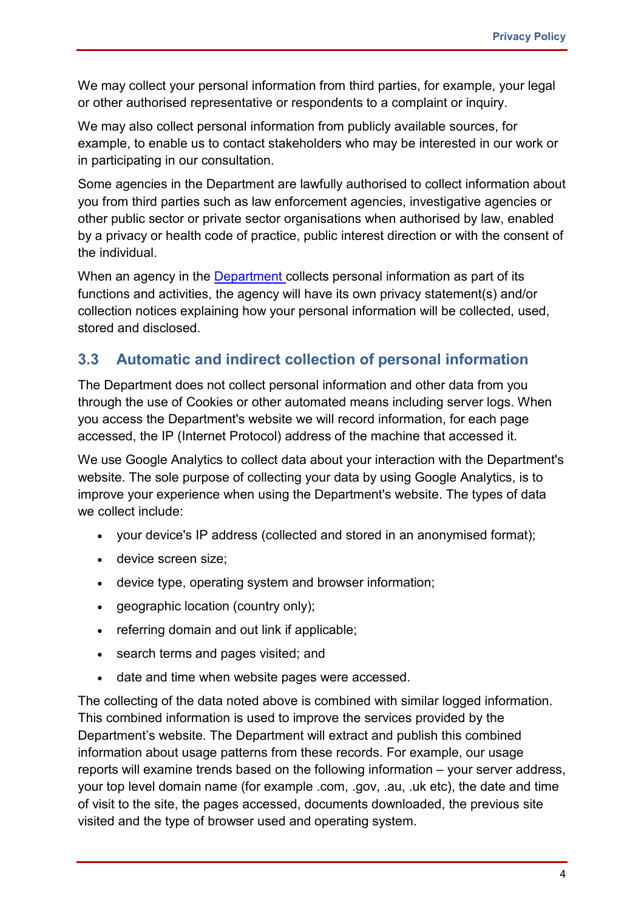We may collect your personal information from third parties, for example, your legal or other authorised representative or respondents to a complaint or inquiry.

We may also collect personal information from publicly available sources, for example, to enable us to contact stakeholders who may be interested in our work or in participating in our consultation.

Some agencies in the Department are lawfully authorised to collect information about you from third parties such as law enforcement agencies, investigative agencies or other public sector or private sector organisations when authorised by law, enabled by a privacy or health code of practice, public interest direction or with the consent of the individual.

When an agency in the Department collects personal information as part of its functions and activities, the agency will have its own privacy statement(s) and/or collection notices explaining how your personal information will be collected, used, stored and disclosed.

## 3.3 Automatic and indirect collection of personal information

The Department does not collect personal information and other data from you through the use of Cookies or other automated means including server logs. When you access the Department's website we will record information, for each page accessed, the IP (Internet Protocol) address of the machine that accessed it.

We use Google Analytics to collect data about your interaction with the Department's website. The sole purpose of collecting your data by using Google Analytics, is to improve your experience when using the Department's website. The types of data we collect include:

- your device's IP address (collected and stored in an anonymised format);
- device screen size;
- device type, operating system and browser information;
- geographic location (country only);
- referring domain and out link if applicable;
- search terms and pages visited; and
- date and time when website pages were accessed.

The collecting of the data noted above is combined with similar logged information. This combined information is used to improve the services provided by the Department's website. The Department will extract and publish this combined information about usage patterns from these records. For example, our usage reports will examine trends based on the following information – your server address, your top level domain name (for example .com, .gov, .au, .uk etc), the date and time of visit to the site, the pages accessed, documents downloaded, the previous site visited and the type of browser used and operating system.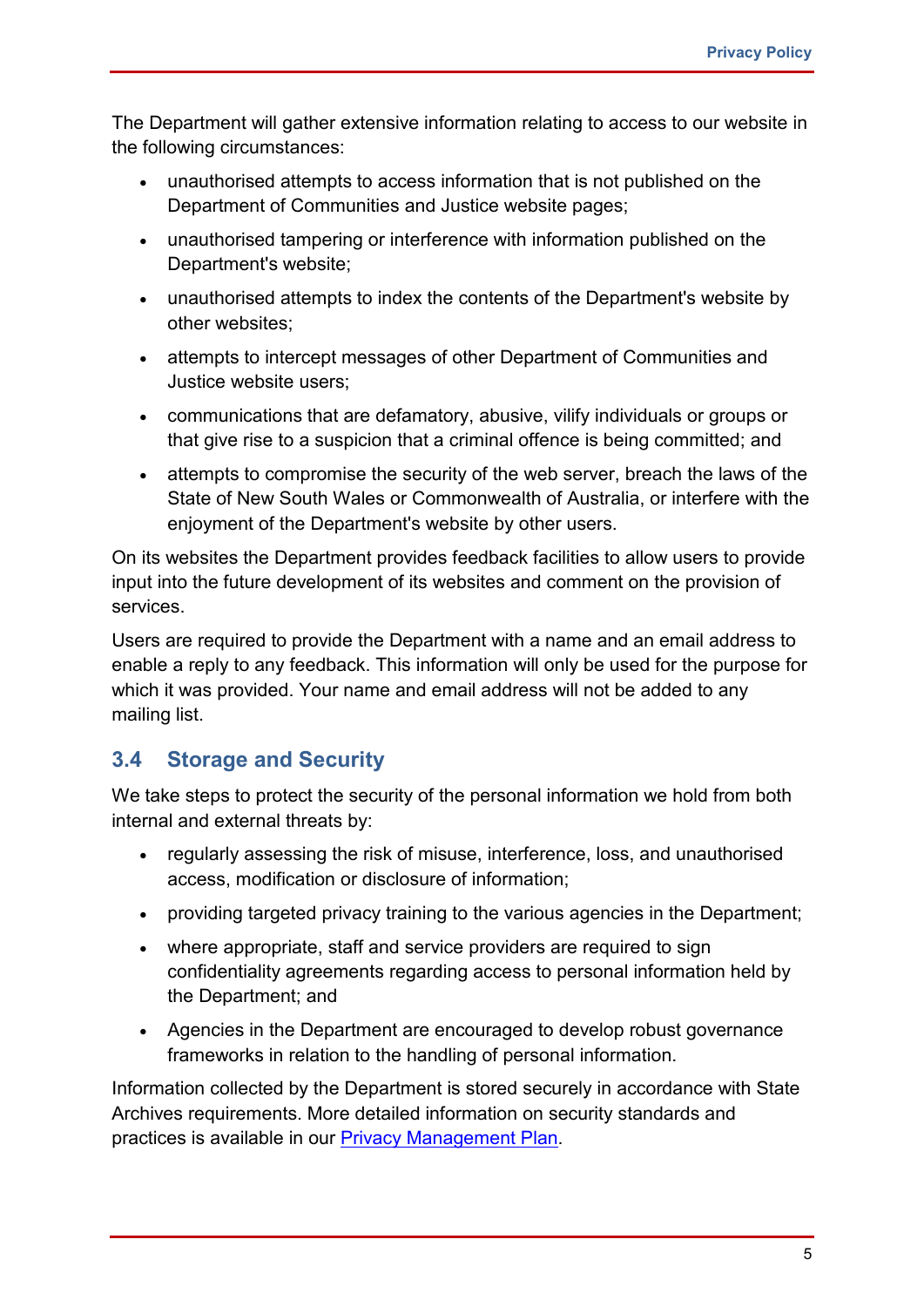The Department will gather extensive information relating to access to our website in the following circumstances:

- unauthorised attempts to access information that is not published on the Department of Communities and Justice website pages;
- unauthorised tampering or interference with information published on the Department's website;
- unauthorised attempts to index the contents of the Department's website by other websites;
- attempts to intercept messages of other Department of Communities and Justice website users;
- communications that are defamatory, abusive, vilify individuals or groups or that give rise to a suspicion that a criminal offence is being committed; and
- attempts to compromise the security of the web server, breach the laws of the State of New South Wales or Commonwealth of Australia, or interfere with the enjoyment of the Department's website by other users.

On its websites the Department provides feedback facilities to allow users to provide input into the future development of its websites and comment on the provision of services.

Users are required to provide the Department with a name and an email address to enable a reply to any feedback. This information will only be used for the purpose for which it was provided. Your name and email address will not be added to any mailing list.

## 3.4 Storage and Security

We take steps to protect the security of the personal information we hold from both internal and external threats by:

- regularly assessing the risk of misuse, interference, loss, and unauthorised access, modification or disclosure of information;
- providing targeted privacy training to the various agencies in the Department;
- where appropriate, staff and service providers are required to sign confidentiality agreements regarding access to personal information held by the Department; and
- Agencies in the Department are encouraged to develop robust governance frameworks in relation to the handling of personal information.

Information collected by the Department is stored securely in accordance with State Archives requirements. More detailed information on security standards and practices is available in our Privacy Management Plan.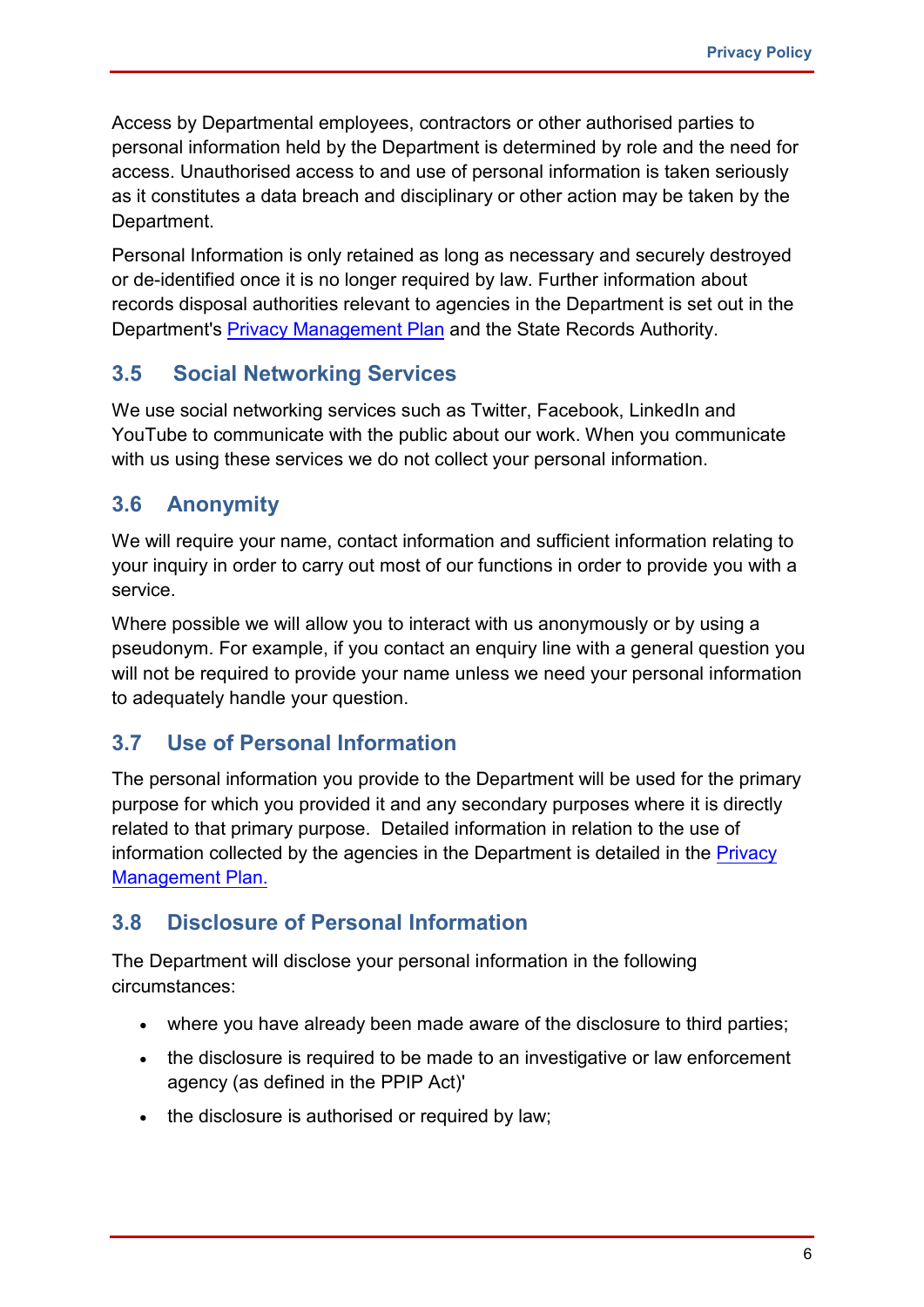Access by Departmental employees, contractors or other authorised parties to personal information held by the Department is determined by role and the need for access. Unauthorised access to and use of personal information is taken seriously as it constitutes a data breach and disciplinary or other action may be taken by the Department.

Personal Information is only retained as long as necessary and securely destroyed or de-identified once it is no longer required by law. Further information about records disposal authorities relevant to agencies in the Department is set out in the Department's [Privacy Management Plan] and the State Records Authority.

## 3.5 Social Networking Services

We use social networking services such as Twitter, Facebook, LinkedIn and YouTube to communicate with the public about our work. When you communicate with us using these services we do not collect your personal information.

## 3.6 Anonymity

We will require your name, contact information and sufficient information relating to your inquiry in order to carry out most of our functions in order to provide you with a service.

Where possible we will allow you to interact with us anonymously or by using a pseudonym. For example, if you contact an enquiry line with a general question you will not be required to provide your name unless we need your personal information to adequately handle your question.

## 3.7 Use of Personal Information

The personal information you provide to the Department will be used for the primary purpose for which you provided it and any secondary purposes where it is directly related to that primary purpose. Detailed information in relation to the use of information collected by the agencies in the Department is detailed in the [Privacy Management Plan.]

## 3.8 Disclosure of Personal Information

The Department will disclose your personal information in the following circumstances:

- where you have already been made aware of the disclosure to third parties;
- the disclosure is required to be made to an investigative or law enforcement agency (as defined in the PPIP Act)'
- the disclosure is authorised or required by law;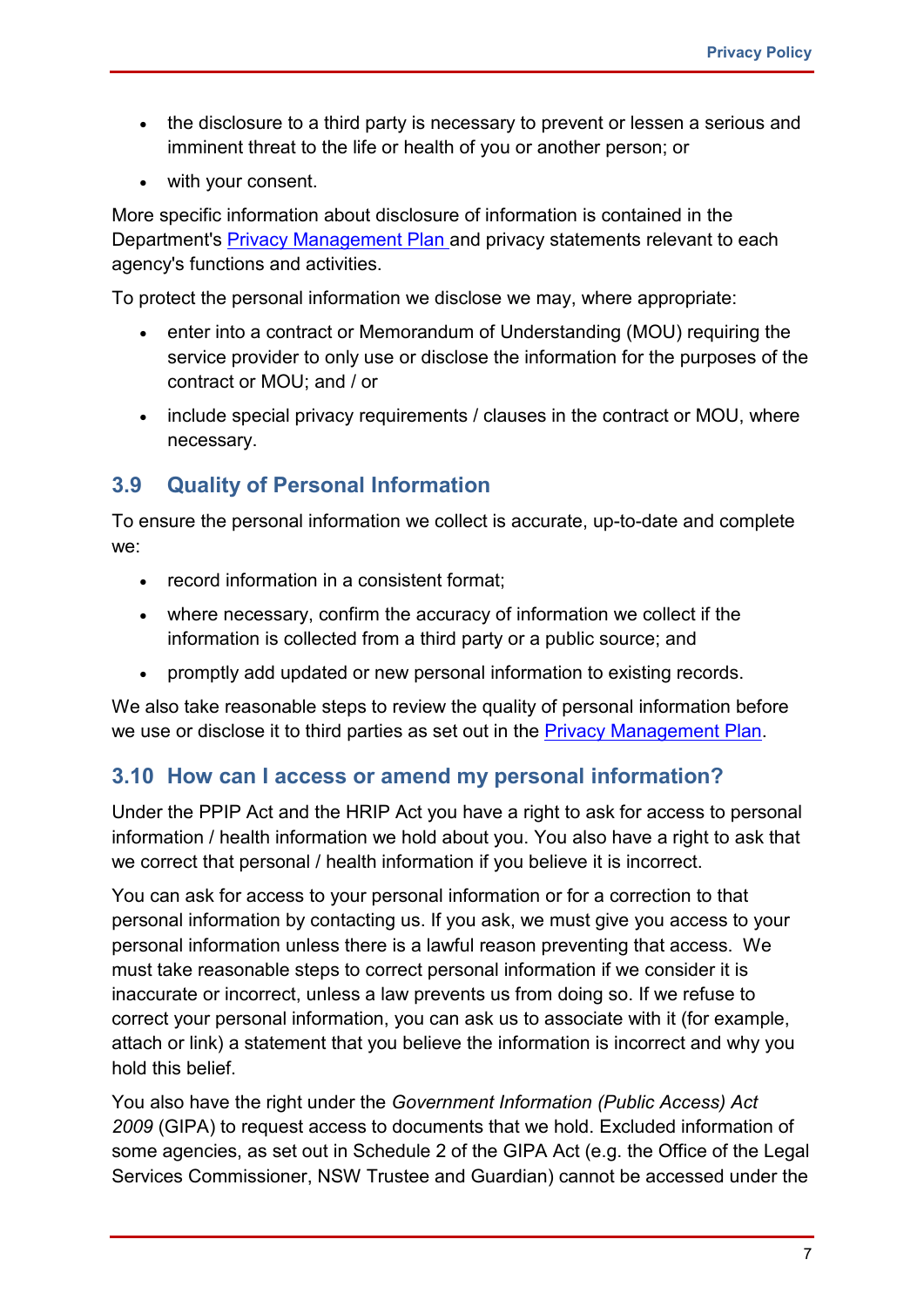- the disclosure to a third party is necessary to prevent or lessen a serious and imminent threat to the life or health of you or another person; or
- with your consent.

More specific information about disclosure of information is contained in the Department's Privacy Management Plan and privacy statements relevant to each agency's functions and activities.

To protect the personal information we disclose we may, where appropriate:

- enter into a contract or Memorandum of Understanding (MOU) requiring the service provider to only use or disclose the information for the purposes of the contract or MOU; and / or
- include special privacy requirements / clauses in the contract or MOU, where necessary.

## 3.9 Quality of Personal Information

To ensure the personal information we collect is accurate, up-to-date and complete we:

- record information in a consistent format;
- where necessary, confirm the accuracy of information we collect if the information is collected from a third party or a public source; and
- promptly add updated or new personal information to existing records.

We also take reasonable steps to review the quality of personal information before we use or disclose it to third parties as set out in the Privacy Management Plan.

## 3.10 How can I access or amend my personal information?

Under the PPIP Act and the HRIP Act you have a right to ask for access to personal information / health information we hold about you. You also have a right to ask that we correct that personal / health information if you believe it is incorrect.

You can ask for access to your personal information or for a correction to that personal information by contacting us. If you ask, we must give you access to your personal information unless there is a lawful reason preventing that access. We must take reasonable steps to correct personal information if we consider it is inaccurate or incorrect, unless a law prevents us from doing so. If we refuse to correct your personal information, you can ask us to associate with it (for example, attach or link) a statement that you believe the information is incorrect and why you hold this belief.

You also have the right under the *Government Information (Public Access) Act 2009* (GIPA) to request access to documents that we hold. Excluded information of some agencies, as set out in Schedule 2 of the GIPA Act (e.g. the Office of the Legal Services Commissioner, NSW Trustee and Guardian) cannot be accessed under the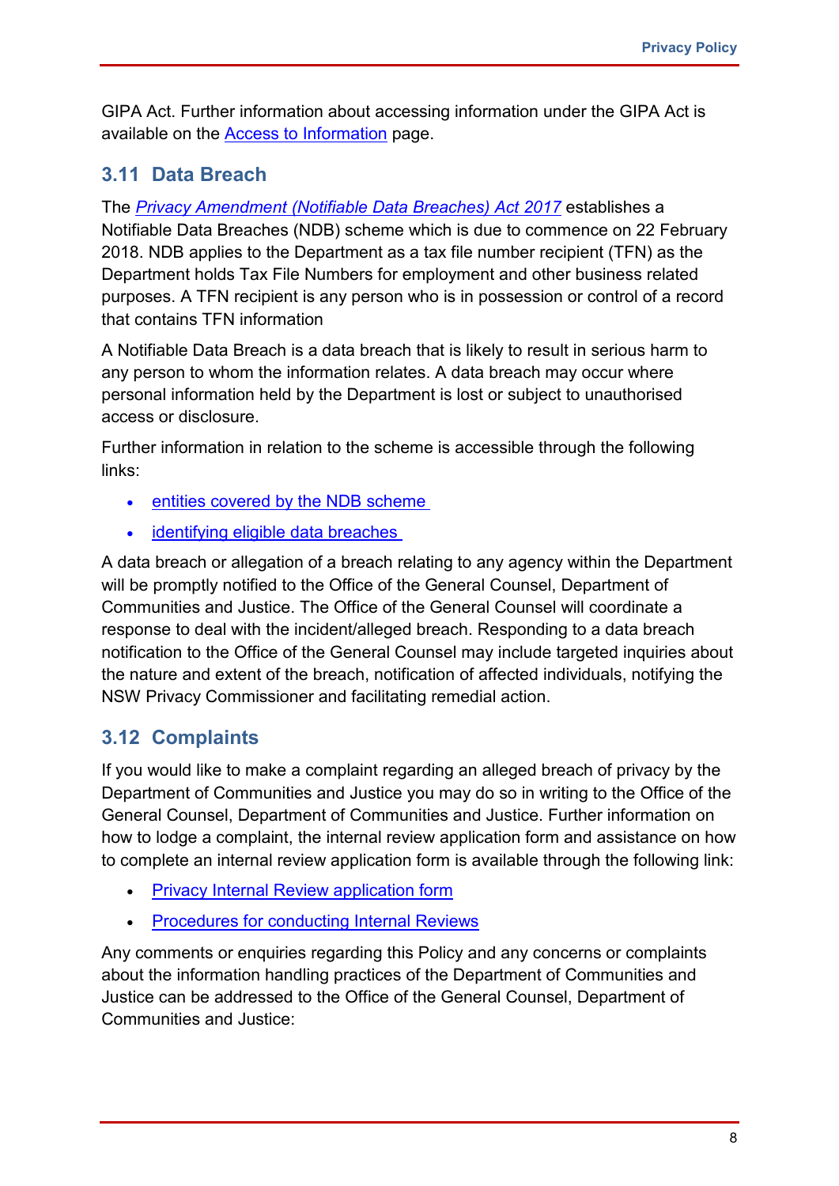GIPA Act. Further information about accessing information under the GIPA Act is available on the [Access to Information](#) page.

## 3.11 Data Breach

The *Privacy Amendment (Notifiable Data Breaches) Act 2017* establishes a Notifiable Data Breaches (NDB) scheme which is due to commence on 22 February 2018. NDB applies to the Department as a tax file number recipient (TFN) as the Department holds Tax File Numbers for employment and other business related purposes. A TFN recipient is any person who is in possession or control of a record that contains TFN information

A Notifiable Data Breach is a data breach that is likely to result in serious harm to any person to whom the information relates. A data breach may occur where personal information held by the Department is lost or subject to unauthorised access or disclosure.

Further information in relation to the scheme is accessible through the following links:

- entities covered by the NDB scheme
- identifying eligible data breaches

A data breach or allegation of a breach relating to any agency within the Department will be promptly notified to the Office of the General Counsel, Department of Communities and Justice. The Office of the General Counsel will coordinate a response to deal with the incident/alleged breach. Responding to a data breach notification to the Office of the General Counsel may include targeted inquiries about the nature and extent of the breach, notification of affected individuals, notifying the NSW Privacy Commissioner and facilitating remedial action.

## 3.12 Complaints

If you would like to make a complaint regarding an alleged breach of privacy by the Department of Communities and Justice you may do so in writing to the Office of the General Counsel, Department of Communities and Justice. Further information on how to lodge a complaint, the internal review application form and assistance on how to complete an internal review application form is available through the following link:

- Privacy Internal Review application form
- Procedures for conducting Internal Reviews

Any comments or enquiries regarding this Policy and any concerns or complaints about the information handling practices of the Department of Communities and Justice can be addressed to the Office of the General Counsel, Department of Communities and Justice: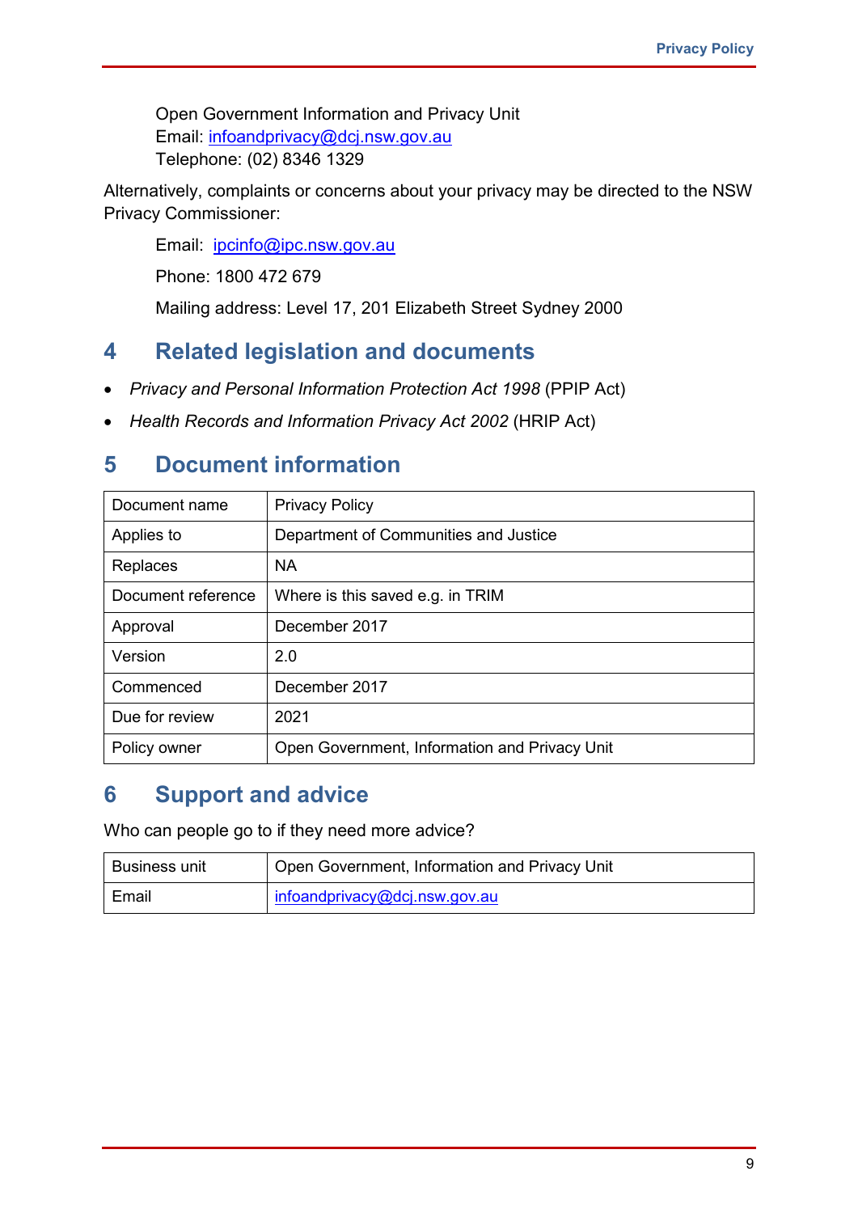Open Government Information and Privacy Unit
Email: infoandprivacy@dcj.nsw.gov.au
Telephone: (02) 8346 1329

Alternatively, complaints or concerns about your privacy may be directed to the NSW Privacy Commissioner:

Email: ipcinfo@ipc.nsw.gov.au

Phone: 1800 472 679

Mailing address: Level 17, 201 Elizabeth Street Sydney 2000

# 4 Related legislation and documents

- *Privacy and Personal Information Protection Act 1998* (PPIP Act)
- *Health Records and Information Privacy Act 2002* (HRIP Act)

# 5 Document information

| | |
|---|---|
| Document name | Privacy Policy |
| Applies to | Department of Communities and Justice |
| Replaces | NA |
| Document reference | Where is this saved e.g. in TRIM |
| Approval | December 2017 |
| Version | 2.0 |
| Commenced | December 2017 |
| Due for review | 2021 |
| Policy owner | Open Government, Information and Privacy Unit |

# 6 Support and advice

Who can people go to if they need more advice?

| | |
|---|---|
| Business unit | Open Government, Information and Privacy Unit |
| Email | infoandprivacy@dcj.nsw.gov.au |